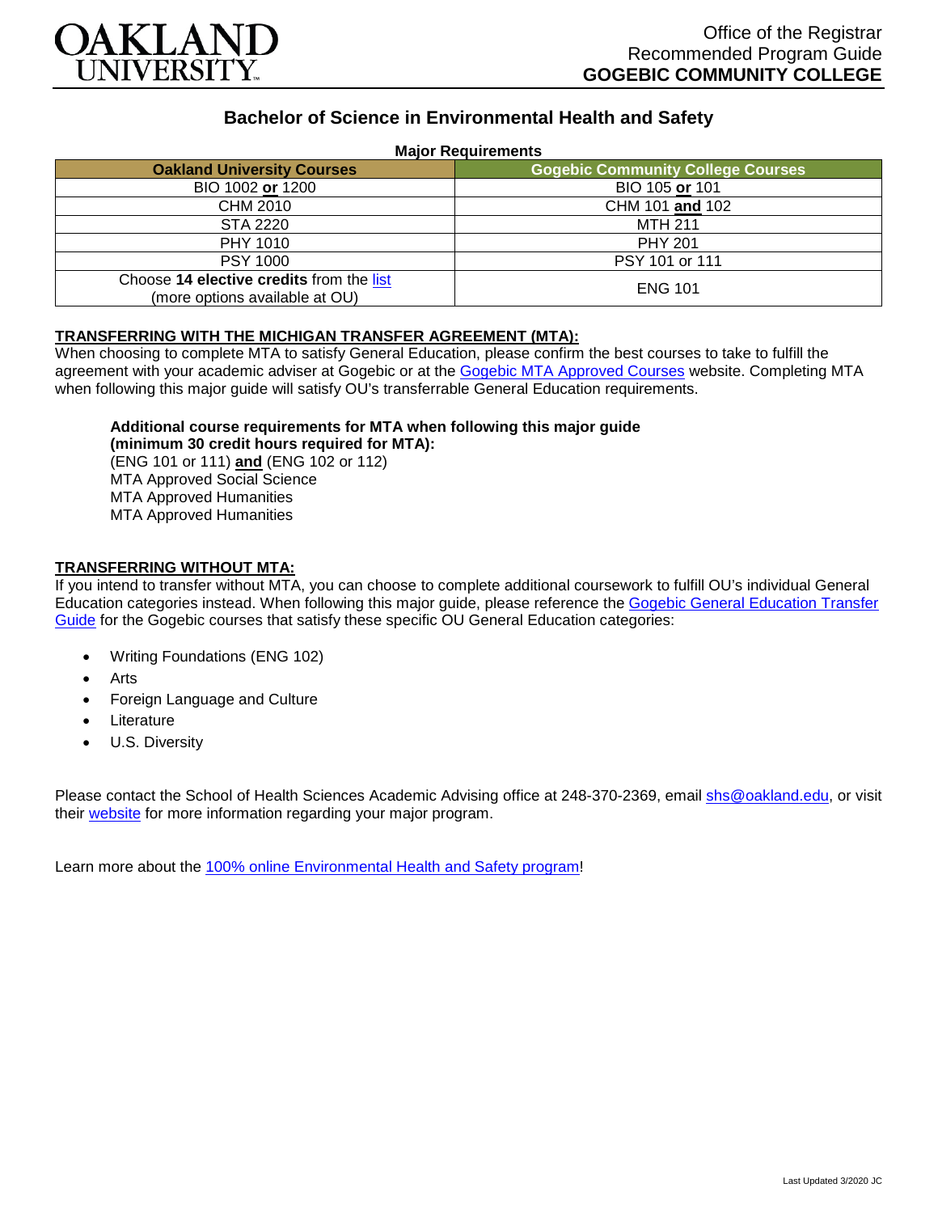OAKLAND UNIVERSITY

Office of the Registrar
Recommended Program Guide
**GOGEBIC COMMUNITY COLLEGE**

# Bachelor of Science in Environmental Health and Safety

**Major Requirements**

| Oakland University Courses | Gogebic Community College Courses |
|---|---|
| BIO 1002 **or** 1200 | BIO 105 **or** 101 |
| CHM 2010 | CHM 101 **and** 102 |
| STA 2220 | MTH 211 |
| PHY 1010 | PHY 201 |
| PSY 1000 | PSY 101 or 111 |
| Choose **14 elective credits** from the list (more options available at OU) | ENG 101 |

## TRANSFERRING WITH THE MICHIGAN TRANSFER AGREEMENT (MTA):

When choosing to complete MTA to satisfy General Education, please confirm the best courses to take to fulfill the agreement with your academic adviser at Gogebic or at the Gogebic MTA Approved Courses website. Completing MTA when following this major guide will satisfy OU's transferrable General Education requirements.

**Additional course requirements for MTA when following this major guide (minimum 30 credit hours required for MTA):**
(ENG 101 or 111) **and** (ENG 102 or 112)
MTA Approved Social Science
MTA Approved Humanities
MTA Approved Humanities

## TRANSFERRING WITHOUT MTA:

If you intend to transfer without MTA, you can choose to complete additional coursework to fulfill OU's individual General Education categories instead. When following this major guide, please reference the Gogebic General Education Transfer Guide for the Gogebic courses that satisfy these specific OU General Education categories:

- Writing Foundations (ENG 102)
- Arts
- Foreign Language and Culture
- Literature
- U.S. Diversity

Please contact the School of Health Sciences Academic Advising office at 248-370-2369, email shs@oakland.edu, or visit their website for more information regarding your major program.

Learn more about the 100% online Environmental Health and Safety program!

Last Updated 3/2020 JC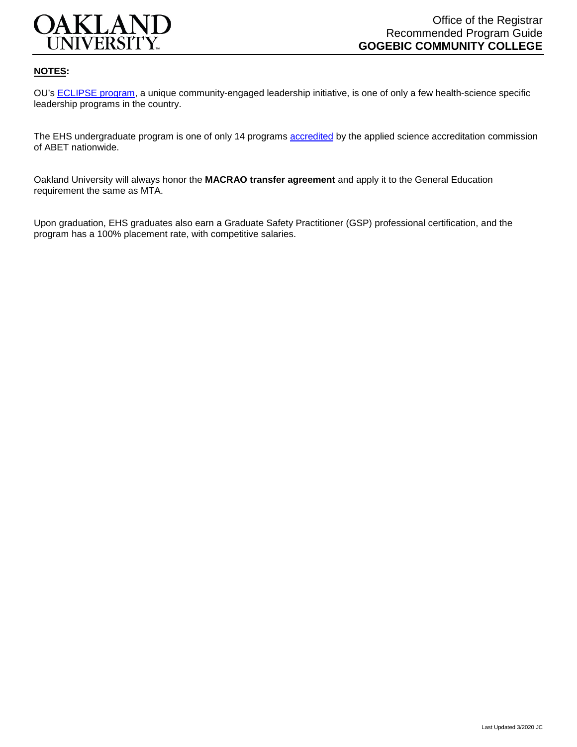**NOTES:**

OU's ECLIPSE program, a unique community-engaged leadership initiative, is one of only a few health-science specific leadership programs in the country.

The EHS undergraduate program is one of only 14 programs accredited by the applied science accreditation commission of ABET nationwide.

Oakland University will always honor the **MACRAO transfer agreement** and apply it to the General Education requirement the same as MTA.

Upon graduation, EHS graduates also earn a Graduate Safety Practitioner (GSP) professional certification, and the program has a 100% placement rate, with competitive salaries.

Last Updated 3/2020 JC